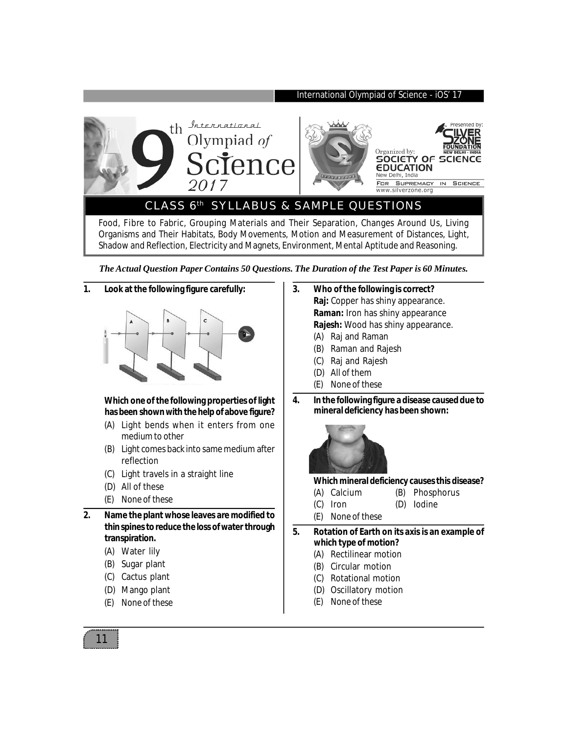# 9th International Olympiad of Science 2017

Presented by: SILVERZONE FOUNDATION, NEW DELHI - INDIA

Organized by: SOCIETY OF SCIENCE EDUCATION, New Delhi, India

FOR SUPREMACY IN SCIENCE

www.silverzone.org

## CLASS 6th SYLLABUS & SAMPLE QUESTIONS

Food, Fibre to Fabric, Grouping Materials and Their Separation, Changes Around Us, Living Organisms and Their Habitats, Body Movements, Motion and Measurement of Distances, Light, Shadow and Reflection, Electricity and Magnets, Environment, Mental Aptitude and Reasoning.

*The Actual Question Paper Contains 50 Questions. The Duration of the Test Paper is 60 Minutes.*

**1. Look at the following figure carefully:**

**Which one of the following properties of light has been shown with the help of above figure?**

(A) Light bends when it enters from one medium to other
(B) Light comes back into same medium after reflection
(C) Light travels in a straight line
(D) All of these
(E) None of these

**2. Name the plant whose leaves are modified to thin spines to reduce the loss of water through transpiration.**

(A) Water lily
(B) Sugar plant
(C) Cactus plant
(D) Mango plant
(E) None of these

**3. Who of the following is correct?**

**Raj:** Copper has shiny appearance.
**Raman:** Iron has shiny appearance
**Rajesh:** Wood has shiny appearance.

(A) Raj and Raman
(B) Raman and Rajesh
(C) Raj and Rajesh
(D) All of them
(E) None of these

**4. In the following figure a disease caused due to mineral deficiency has been shown:**

**Which mineral deficiency causes this disease?**

(A) Calcium
(B) Phosphorus
(C) Iron
(D) Iodine
(E) None of these

**5. Rotation of Earth on its axis is an example of which type of motion?**

(A) Rectilinear motion
(B) Circular motion
(C) Rotational motion
(D) Oscillatory motion
(E) None of these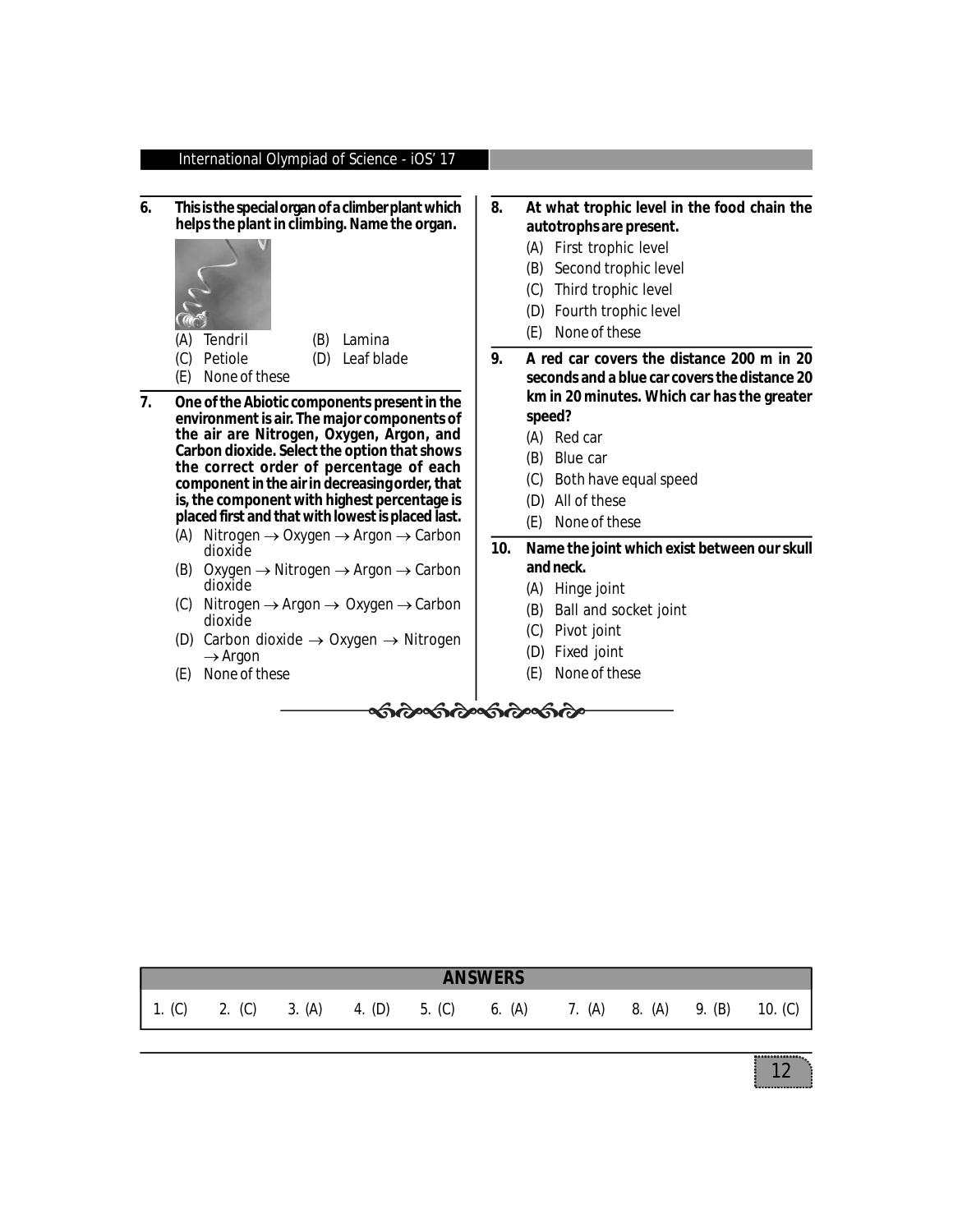**6. This is the special organ of a climber plant which helps the plant in climbing. Name the organ.**

(A) Tendril (B) Lamina
(C) Petiole (D) Leaf blade
(E) None of these

**7. One of the Abiotic components present in the environment is air. The major components of the air are Nitrogen, Oxygen, Argon, and Carbon dioxide. Select the option that shows the correct order of percentage of each component in the air in decreasing order, that is, the component with highest percentage is placed first and that with lowest is placed last.**

(A) Nitrogen $\rightarrow$ Oxygen $\rightarrow$ Argon $\rightarrow$ Carbon dioxide
(B) Oxygen $\rightarrow$ Nitrogen $\rightarrow$ Argon $\rightarrow$ Carbon dioxide
(C) Nitrogen $\rightarrow$ Argon $\rightarrow$ Oxygen $\rightarrow$ Carbon dioxide
(D) Carbon dioxide $\rightarrow$ Oxygen $\rightarrow$ Nitrogen $\rightarrow$ Argon
(E) None of these

**8. At what trophic level in the food chain the autotrophs are present.**

(A) First trophic level
(B) Second trophic level
(C) Third trophic level
(D) Fourth trophic level
(E) None of these

**9. A red car covers the distance 200 m in 20 seconds and a blue car covers the distance 20 km in 20 minutes. Which car has the greater speed?**

(A) Red car
(B) Blue car
(C) Both have equal speed
(D) All of these
(E) None of these

**10. Name the joint which exist between our skull and neck.**

(A) Hinge joint
(B) Ball and socket joint
(C) Pivot joint
(D) Fixed joint
(E) None of these

| ANSWERS | | | | | | | | | |
|---|---|---|---|---|---|---|---|---|---|
| 1. (C) | 2. (C) | 3. (A) | 4. (D) | 5. (C) | 6. (A) | 7. (A) | 8. (A) | 9. (B) | 10. (C) |